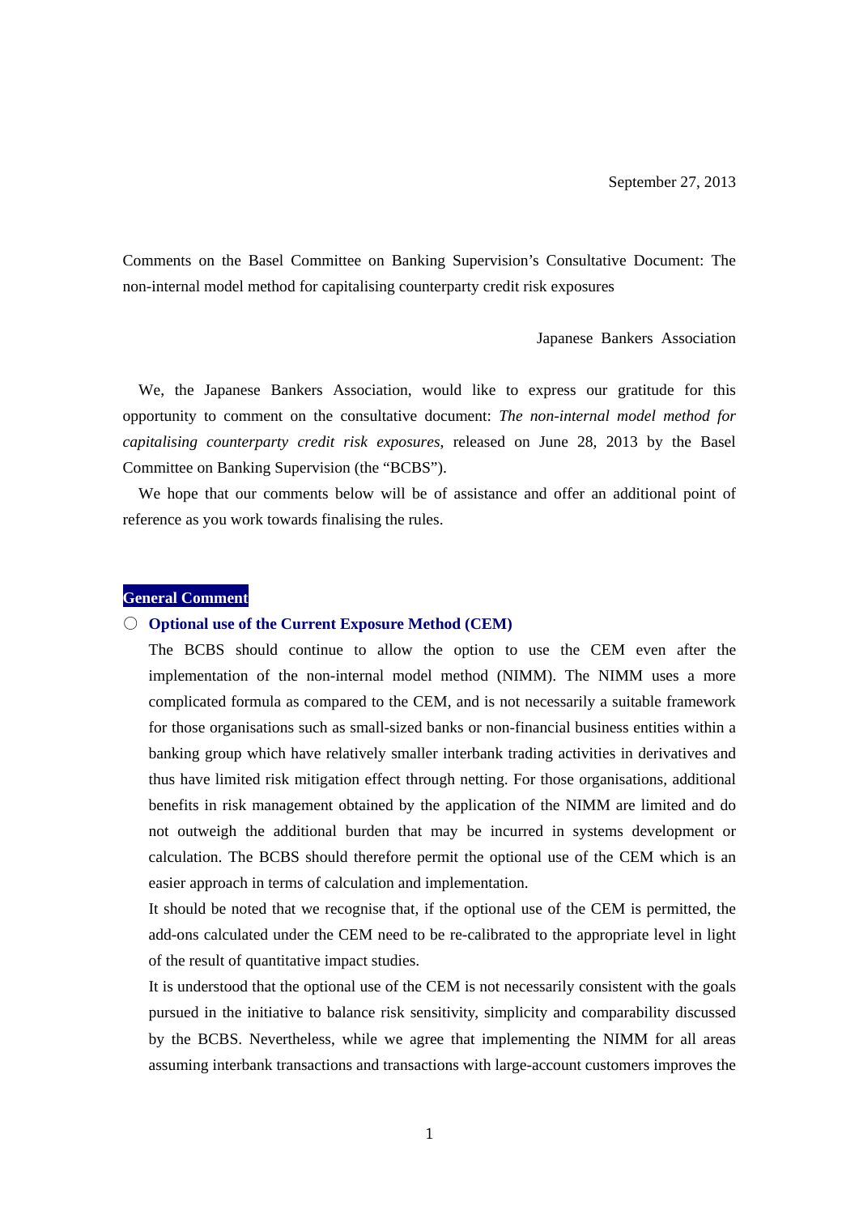September 27, 2013

Comments on the Basel Committee on Banking Supervision's Consultative Document: The non-internal model method for capitalising counterparty credit risk exposures

Japanese Bankers Association

We, the Japanese Bankers Association, would like to express our gratitude for this opportunity to comment on the consultative document: *The non-internal model method for capitalising counterparty credit risk exposures*, released on June 28, 2013 by the Basel Committee on Banking Supervision (the "BCBS").

We hope that our comments below will be of assistance and offer an additional point of reference as you work towards finalising the rules.

## General Comment

○ **Optional use of the Current Exposure Method (CEM)**

The BCBS should continue to allow the option to use the CEM even after the implementation of the non-internal model method (NIMM). The NIMM uses a more complicated formula as compared to the CEM, and is not necessarily a suitable framework for those organisations such as small-sized banks or non-financial business entities within a banking group which have relatively smaller interbank trading activities in derivatives and thus have limited risk mitigation effect through netting. For those organisations, additional benefits in risk management obtained by the application of the NIMM are limited and do not outweigh the additional burden that may be incurred in systems development or calculation. The BCBS should therefore permit the optional use of the CEM which is an easier approach in terms of calculation and implementation.

It should be noted that we recognise that, if the optional use of the CEM is permitted, the add-ons calculated under the CEM need to be re-calibrated to the appropriate level in light of the result of quantitative impact studies.

It is understood that the optional use of the CEM is not necessarily consistent with the goals pursued in the initiative to balance risk sensitivity, simplicity and comparability discussed by the BCBS. Nevertheless, while we agree that implementing the NIMM for all areas assuming interbank transactions and transactions with large-account customers improves the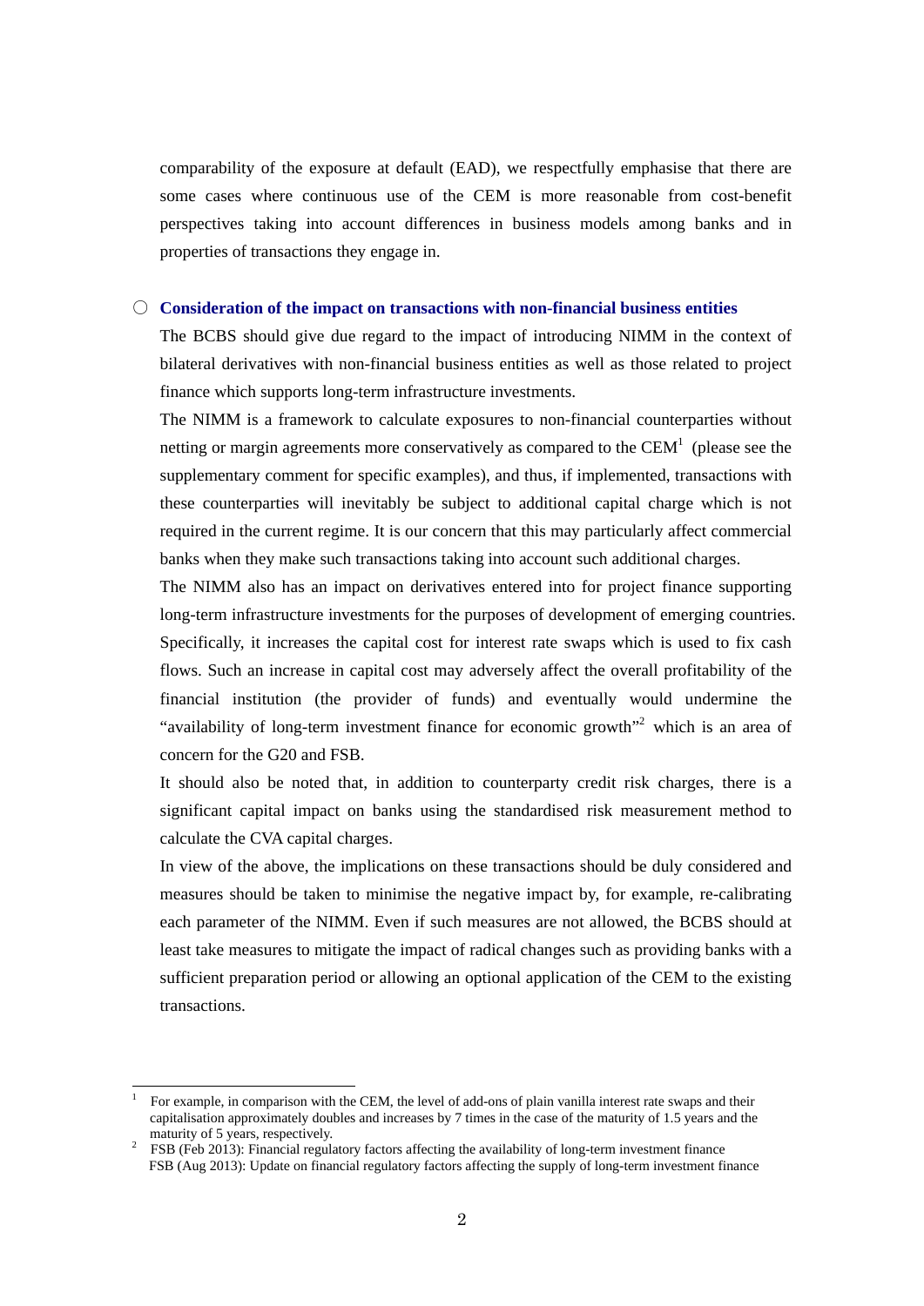comparability of the exposure at default (EAD), we respectfully emphasise that there are some cases where continuous use of the CEM is more reasonable from cost-benefit perspectives taking into account differences in business models among banks and in properties of transactions they engage in.

○ **Consideration of the impact on transactions with non-financial business entities**

The BCBS should give due regard to the impact of introducing NIMM in the context of bilateral derivatives with non-financial business entities as well as those related to project finance which supports long-term infrastructure investments.

The NIMM is a framework to calculate exposures to non-financial counterparties without netting or margin agreements more conservatively as compared to the CEM[1] (please see the supplementary comment for specific examples), and thus, if implemented, transactions with these counterparties will inevitably be subject to additional capital charge which is not required in the current regime. It is our concern that this may particularly affect commercial banks when they make such transactions taking into account such additional charges.

The NIMM also has an impact on derivatives entered into for project finance supporting long-term infrastructure investments for the purposes of development of emerging countries. Specifically, it increases the capital cost for interest rate swaps which is used to fix cash flows. Such an increase in capital cost may adversely affect the overall profitability of the financial institution (the provider of funds) and eventually would undermine the "availability of long-term investment finance for economic growth"[2] which is an area of concern for the G20 and FSB.

It should also be noted that, in addition to counterparty credit risk charges, there is a significant capital impact on banks using the standardised risk measurement method to calculate the CVA capital charges.

In view of the above, the implications on these transactions should be duly considered and measures should be taken to minimise the negative impact by, for example, re-calibrating each parameter of the NIMM. Even if such measures are not allowed, the BCBS should at least take measures to mitigate the impact of radical changes such as providing banks with a sufficient preparation period or allowing an optional application of the CEM to the existing transactions.

---

[1] For example, in comparison with the CEM, the level of add-ons of plain vanilla interest rate swaps and their capitalisation approximately doubles and increases by 7 times in the case of the maturity of 1.5 years and the maturity of 5 years, respectively.

[2] FSB (Feb 2013): Financial regulatory factors affecting the availability of long-term investment finance
FSB (Aug 2013): Update on financial regulatory factors affecting the supply of long-term investment finance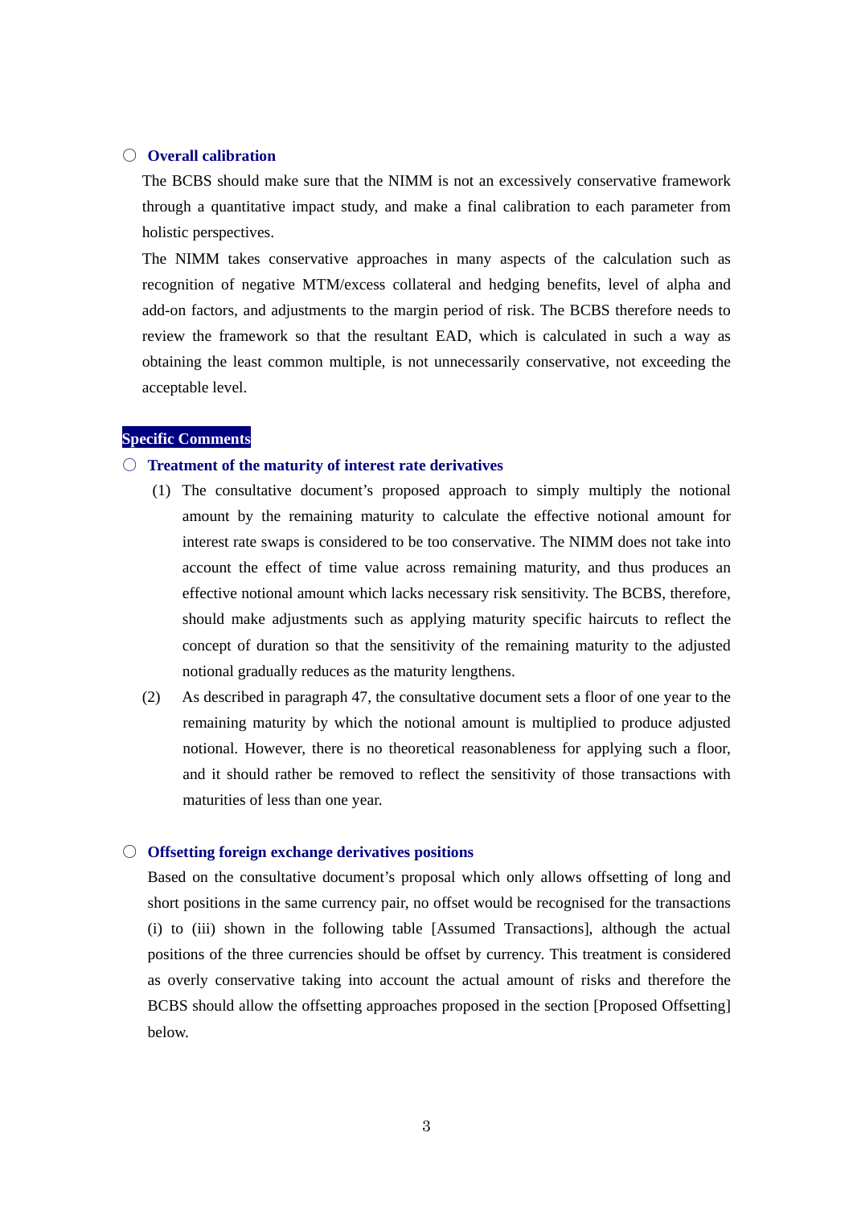### ○ Overall calibration

The BCBS should make sure that the NIMM is not an excessively conservative framework through a quantitative impact study, and make a final calibration to each parameter from holistic perspectives.

The NIMM takes conservative approaches in many aspects of the calculation such as recognition of negative MTM/excess collateral and hedging benefits, level of alpha and add-on factors, and adjustments to the margin period of risk. The BCBS therefore needs to review the framework so that the resultant EAD, which is calculated in such a way as obtaining the least common multiple, is not unnecessarily conservative, not exceeding the acceptable level.

## Specific Comments

### ○ Treatment of the maturity of interest rate derivatives

(1) The consultative document's proposed approach to simply multiply the notional amount by the remaining maturity to calculate the effective notional amount for interest rate swaps is considered to be too conservative. The NIMM does not take into account the effect of time value across remaining maturity, and thus produces an effective notional amount which lacks necessary risk sensitivity. The BCBS, therefore, should make adjustments such as applying maturity specific haircuts to reflect the concept of duration so that the sensitivity of the remaining maturity to the adjusted notional gradually reduces as the maturity lengthens.

(2) As described in paragraph 47, the consultative document sets a floor of one year to the remaining maturity by which the notional amount is multiplied to produce adjusted notional. However, there is no theoretical reasonableness for applying such a floor, and it should rather be removed to reflect the sensitivity of those transactions with maturities of less than one year.

### ○ Offsetting foreign exchange derivatives positions

Based on the consultative document's proposal which only allows offsetting of long and short positions in the same currency pair, no offset would be recognised for the transactions (i) to (iii) shown in the following table [Assumed Transactions], although the actual positions of the three currencies should be offset by currency. This treatment is considered as overly conservative taking into account the actual amount of risks and therefore the BCBS should allow the offsetting approaches proposed in the section [Proposed Offsetting] below.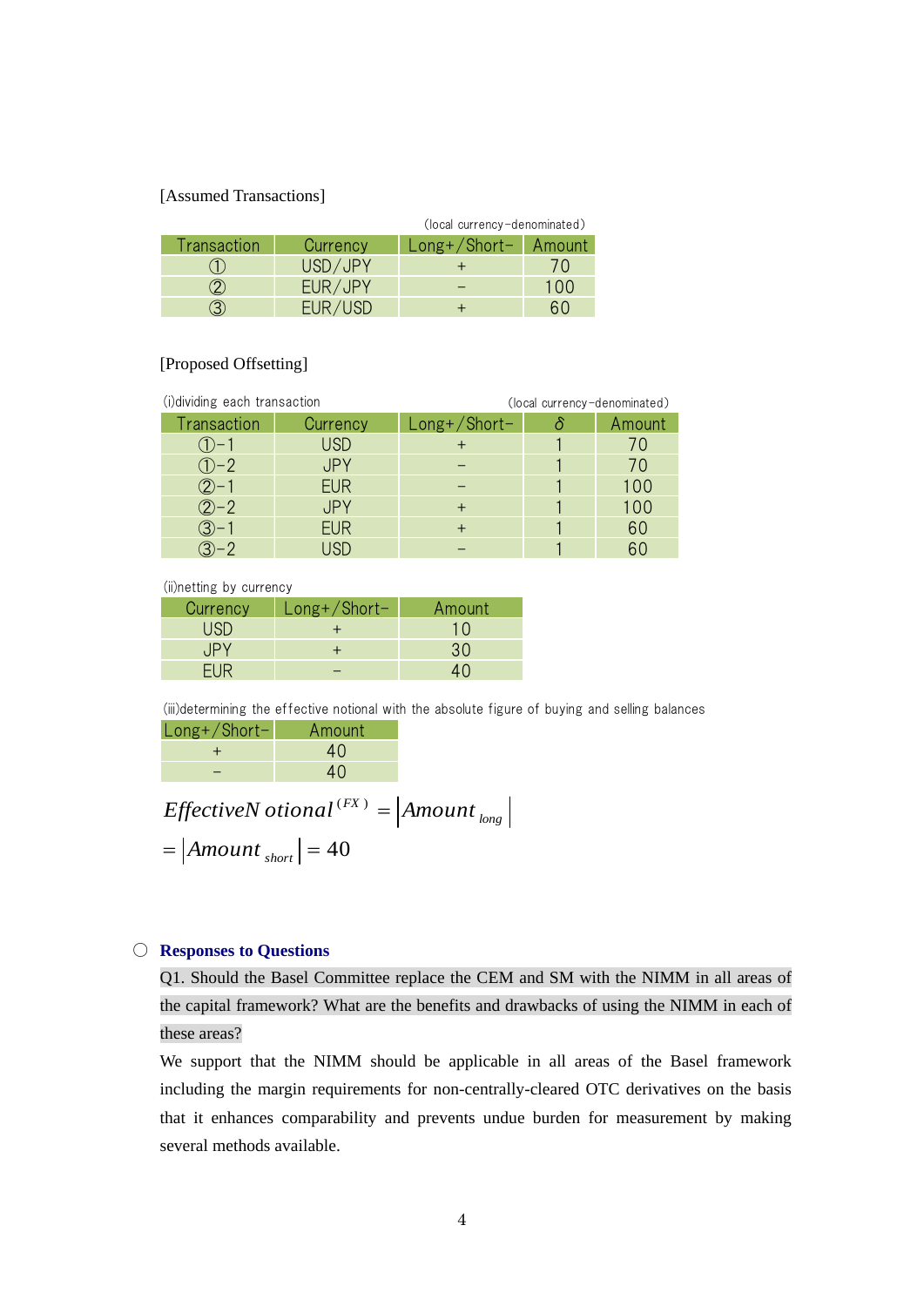[Assumed Transactions]

(local currency-denominated)

| Transaction | Currency | Long+/Short- | Amount |
|---|---|---|---|
| ① | USD/JPY | + | 70 |
| ② | EUR/JPY | − | 100 |
| ③ | EUR/USD | + | 60 |

[Proposed Offsetting]

(i)dividing each transaction (local currency-denominated)

| Transaction | Currency | Long+/Short- | δ | Amount |
|---|---|---|---|---|
| ①-1 | USD | + | 1 | 70 |
| ①-2 | JPY | − | 1 | 70 |
| ②-1 | EUR | − | 1 | 100 |
| ②-2 | JPY | + | 1 | 100 |
| ③-1 | EUR | + | 1 | 60 |
| ③-2 | USD | − | 1 | 60 |

(ii)netting by currency

| Currency | Long+/Short- | Amount |
|---|---|---|
| USD | + | 10 |
| JPY | + | 30 |
| EUR | − | 40 |

(iii)determining the effective notional with the absolute figure of buying and selling balances

| Long+/Short- | Amount |
|---|---|
| + | 40 |
| − | 40 |

$$EffectiveNotional^{(FX)} = \left|Amount_{long}\right|$$

$$= \left|Amount_{short}\right| = 40$$

○ **Responses to Questions**

Q1. Should the Basel Committee replace the CEM and SM with the NIMM in all areas of the capital framework? What are the benefits and drawbacks of using the NIMM in each of these areas?

We support that the NIMM should be applicable in all areas of the Basel framework including the margin requirements for non-centrally-cleared OTC derivatives on the basis that it enhances comparability and prevents undue burden for measurement by making several methods available.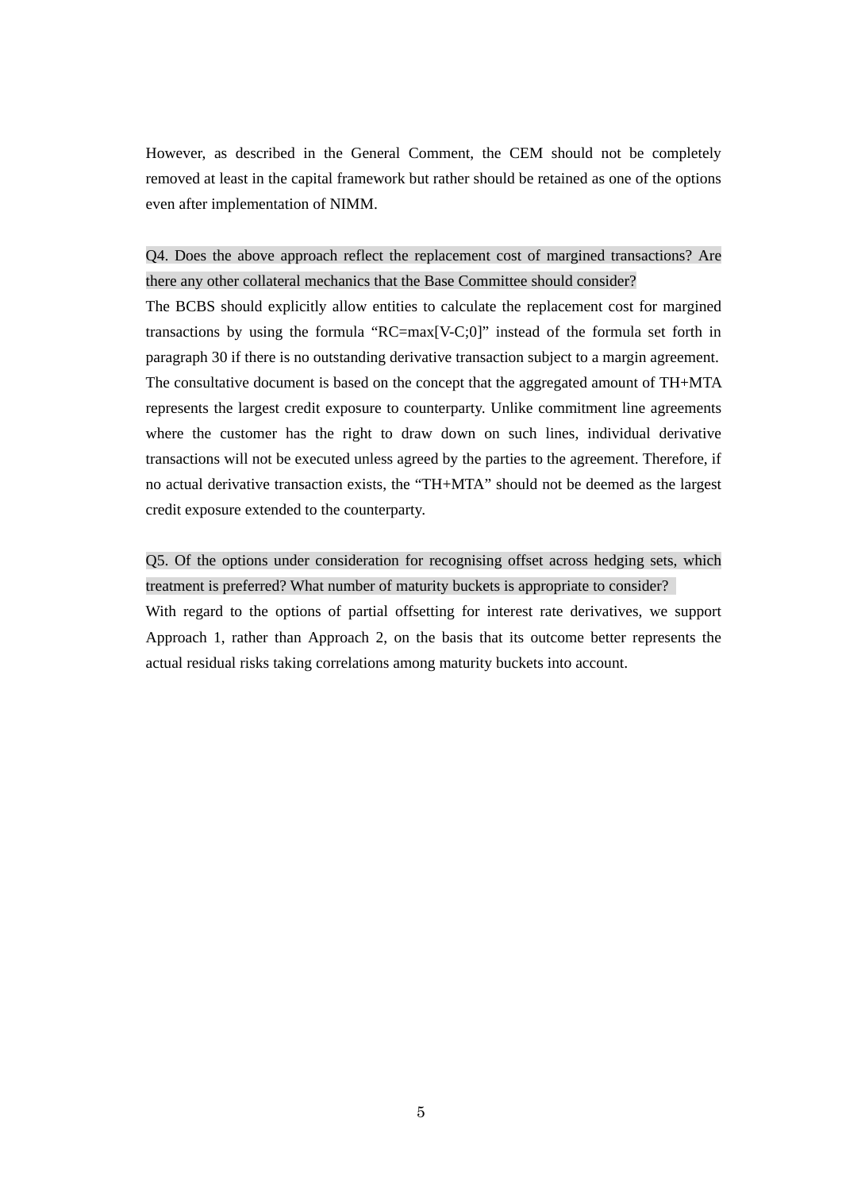However, as described in the General Comment, the CEM should not be completely removed at least in the capital framework but rather should be retained as one of the options even after implementation of NIMM.

Q4. Does the above approach reflect the replacement cost of margined transactions? Are there any other collateral mechanics that the Base Committee should consider?

The BCBS should explicitly allow entities to calculate the replacement cost for margined transactions by using the formula "RC=max[V-C;0]" instead of the formula set forth in paragraph 30 if there is no outstanding derivative transaction subject to a margin agreement. The consultative document is based on the concept that the aggregated amount of TH+MTA represents the largest credit exposure to counterparty. Unlike commitment line agreements where the customer has the right to draw down on such lines, individual derivative transactions will not be executed unless agreed by the parties to the agreement. Therefore, if no actual derivative transaction exists, the "TH+MTA" should not be deemed as the largest credit exposure extended to the counterparty.

Q5. Of the options under consideration for recognising offset across hedging sets, which treatment is preferred? What number of maturity buckets is appropriate to consider?

With regard to the options of partial offsetting for interest rate derivatives, we support Approach 1, rather than Approach 2, on the basis that its outcome better represents the actual residual risks taking correlations among maturity buckets into account.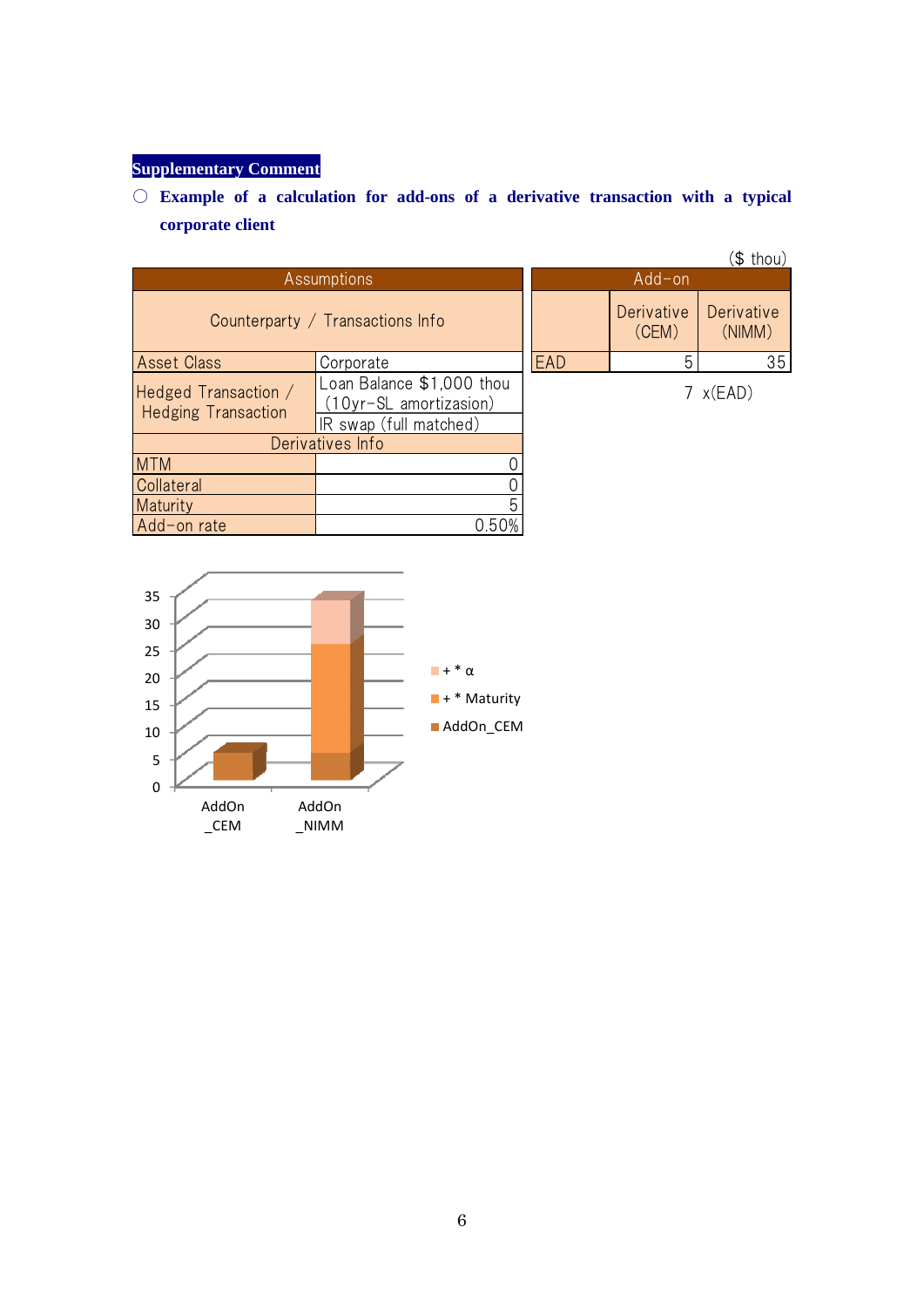**Supplementary Comment**

○ **Example of a calculation for add-ons of a derivative transaction with a typical corporate client**

($ thou)

| Assumptions | |
|---|---|
| Counterparty / Transactions Info | |
| Asset Class | Corporate |
| Hedged Transaction / Hedging Transaction | Loan Balance $1,000 thou (10yr-SL amortizasion) |
| | IR swap (full matched) |
| Derivatives Info | |
| MTM | 0 |
| Collateral | 0 |
| Maturity | 5 |
| Add-on rate | 0.50% |

| Add-on | | |
|---|---|---|
| | Derivative (CEM) | Derivative (NIMM) |
| EAD | 5 | 35 |

7 x(EAD)

35
30
25
20
15
10
5
0

AddOn_CEM
AddOn_NIMM

+ * α
+ * Maturity
AddOn_CEM